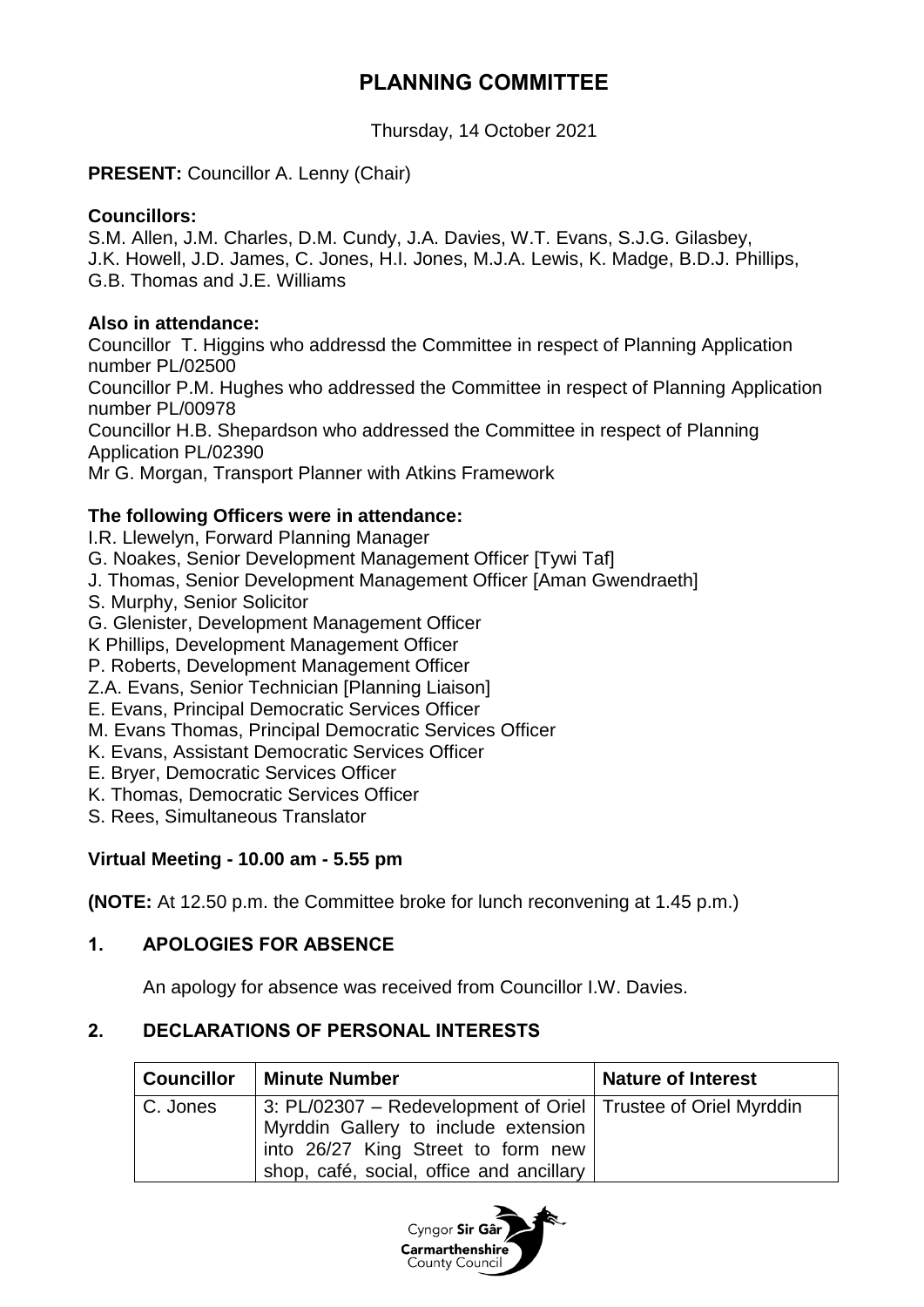# PLANNING COMMITTEE

Thursday, 14 October 2021

**PRESENT:** Councillor A. Lenny (Chair)

**Councillors:**
S.M. Allen, J.M. Charles, D.M. Cundy, J.A. Davies, W.T. Evans, S.J.G. Gilasbey, J.K. Howell, J.D. James, C. Jones, H.I. Jones, M.J.A. Lewis, K. Madge, B.D.J. Phillips, G.B. Thomas and J.E. Williams

**Also in attendance:**
Councillor T. Higgins who addressd the Committee in respect of Planning Application number PL/02500
Councillor P.M. Hughes who addressed the Committee in respect of Planning Application number PL/00978
Councillor H.B. Shepardson who addressed the Committee in respect of Planning Application PL/02390
Mr G. Morgan, Transport Planner with Atkins Framework

**The following Officers were in attendance:**
I.R. Llewelyn, Forward Planning Manager
G. Noakes, Senior Development Management Officer [Tywi Taf]
J. Thomas, Senior Development Management Officer [Aman Gwendraeth]
S. Murphy, Senior Solicitor
G. Glenister, Development Management Officer
K Phillips, Development Management Officer
P. Roberts, Development Management Officer
Z.A. Evans, Senior Technician [Planning Liaison]
E. Evans, Principal Democratic Services Officer
M. Evans Thomas, Principal Democratic Services Officer
K. Evans, Assistant Democratic Services Officer
E. Bryer, Democratic Services Officer
K. Thomas, Democratic Services Officer
S. Rees, Simultaneous Translator

**Virtual Meeting - 10.00 am - 5.55 pm**

**(NOTE:** At 12.50 p.m. the Committee broke for lunch reconvening at 1.45 p.m.)

## 1. APOLOGIES FOR ABSENCE

An apology for absence was received from Councillor I.W. Davies.

## 2. DECLARATIONS OF PERSONAL INTERESTS

| Councillor | Minute Number | Nature of Interest |
|---|---|---|
| C. Jones | 3: PL/02307 – Redevelopment of Oriel Myrddin Gallery to include extension into 26/27 King Street to form new shop, café, social, office and ancillary | Trustee of Oriel Myrddin |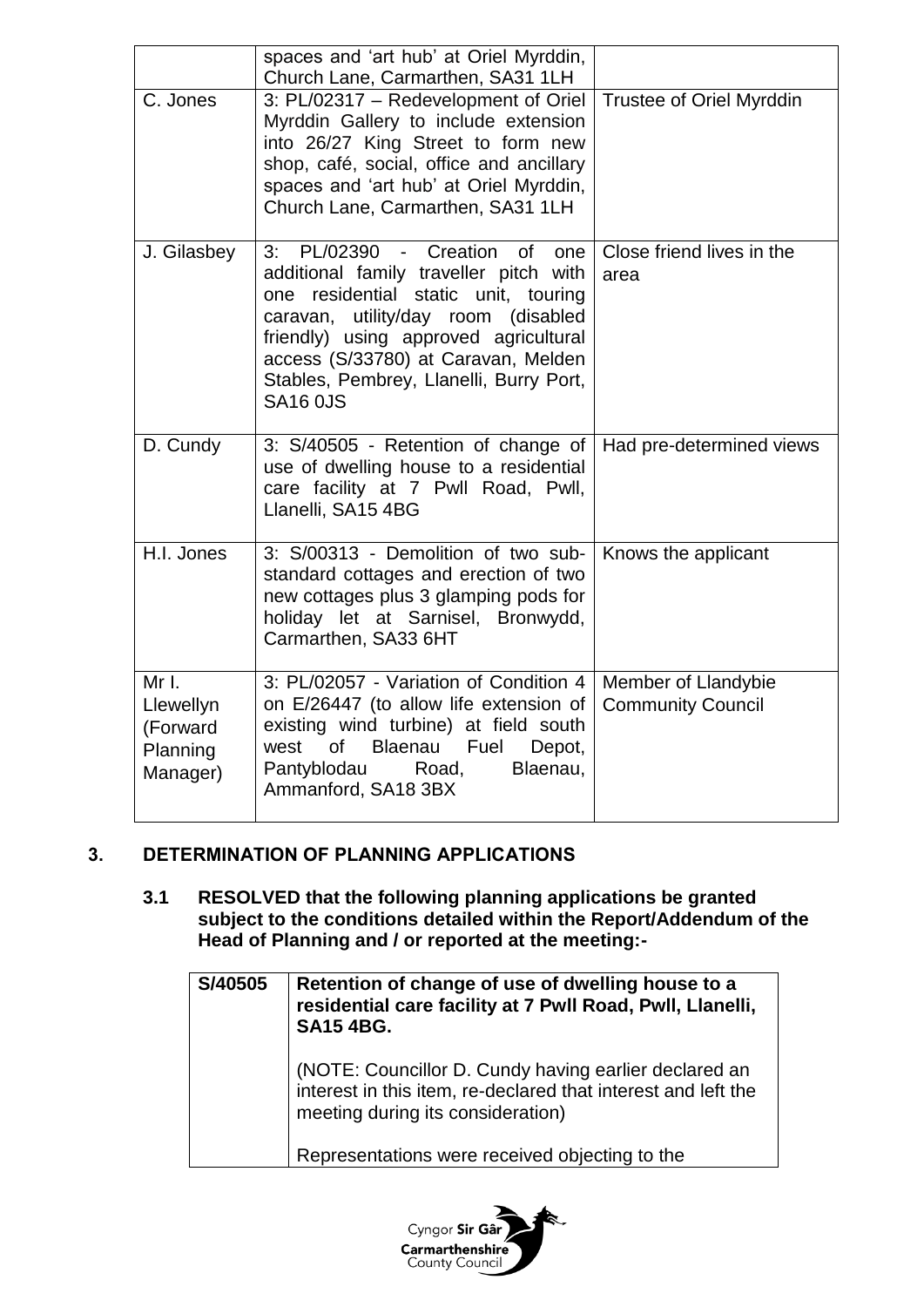| | | |
|---|---|---|
| | spaces and 'art hub' at Oriel Myrddin, Church Lane, Carmarthen, SA31 1LH | |
| C. Jones | 3: PL/02317 – Redevelopment of Oriel Myrddin Gallery to include extension into 26/27 King Street to form new shop, café, social, office and ancillary spaces and 'art hub' at Oriel Myrddin, Church Lane, Carmarthen, SA31 1LH | Trustee of Oriel Myrddin |
| J. Gilasbey | 3: PL/02390 - Creation of one additional family traveller pitch with one residential static unit, touring caravan, utility/day room (disabled friendly) using approved agricultural access (S/33780) at Caravan, Melden Stables, Pembrey, Llanelli, Burry Port, SA16 0JS | Close friend lives in the area |
| D. Cundy | 3: S/40505 - Retention of change of use of dwelling house to a residential care facility at 7 Pwll Road, Pwll, Llanelli, SA15 4BG | Had pre-determined views |
| H.I. Jones | 3: S/00313 - Demolition of two sub-standard cottages and erection of two new cottages plus 3 glamping pods for holiday let at Sarnisel, Bronwydd, Carmarthen, SA33 6HT | Knows the applicant |
| Mr I. Llewellyn (Forward Planning Manager) | 3: PL/02057 - Variation of Condition 4 on E/26447 (to allow life extension of existing wind turbine) at field south west of Blaenau Fuel Depot, Pantyblodau Road, Blaenau, Ammanford, SA18 3BX | Member of Llandybie Community Council |

## 3. DETERMINATION OF PLANNING APPLICATIONS

**3.1 RESOLVED that the following planning applications be granted subject to the conditions detailed within the Report/Addendum of the Head of Planning and / or reported at the meeting:-**

| | |
|---|---|
| **S/40505** | **Retention of change of use of dwelling house to a residential care facility at 7 Pwll Road, Pwll, Llanelli, SA15 4BG.**<br><br>(NOTE: Councillor D. Cundy having earlier declared an interest in this item, re-declared that interest and left the meeting during its consideration)<br><br>Representations were received objecting to the |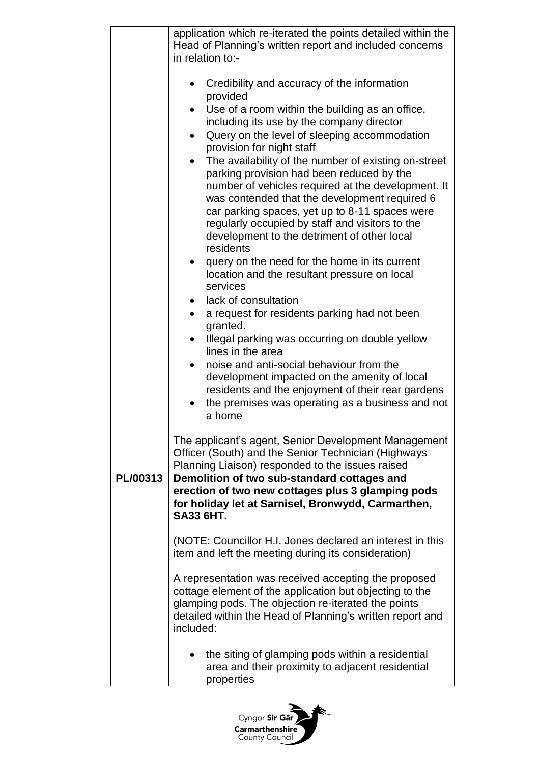| | |
|---|---|
| | application which re-iterated the points detailed within the Head of Planning's written report and included concerns in relation to:-<br><br>• Credibility and accuracy of the information provided<br>• Use of a room within the building as an office, including its use by the company director<br>• Query on the level of sleeping accommodation provision for night staff<br>• The availability of the number of existing on-street parking provision had been reduced by the number of vehicles required at the development. It was contended that the development required 6 car parking spaces, yet up to 8-11 spaces were regularly occupied by staff and visitors to the development to the detriment of other local residents<br>• query on the need for the home in its current location and the resultant pressure on local services<br>• lack of consultation<br>• a request for residents parking had not been granted.<br>• Illegal parking was occurring on double yellow lines in the area<br>• noise and anti-social behaviour from the development impacted on the amenity of local residents and the enjoyment of their rear gardens<br>• the premises was operating as a business and not a home<br><br>The applicant's agent, Senior Development Management Officer (South) and the Senior Technician (Highways Planning Liaison) responded to the issues raised |
| **PL/00313** | **Demolition of two sub-standard cottages and erection of two new cottages plus 3 glamping pods for holiday let at Sarnisel, Bronwydd, Carmarthen, SA33 6HT.**<br><br>(NOTE: Councillor H.I. Jones declared an interest in this item and left the meeting during its consideration)<br><br>A representation was received accepting the proposed cottage element of the application but objecting to the glamping pods. The objection re-iterated the points detailed within the Head of Planning's written report and included:<br><br>• the siting of glamping pods within a residential area and their proximity to adjacent residential properties |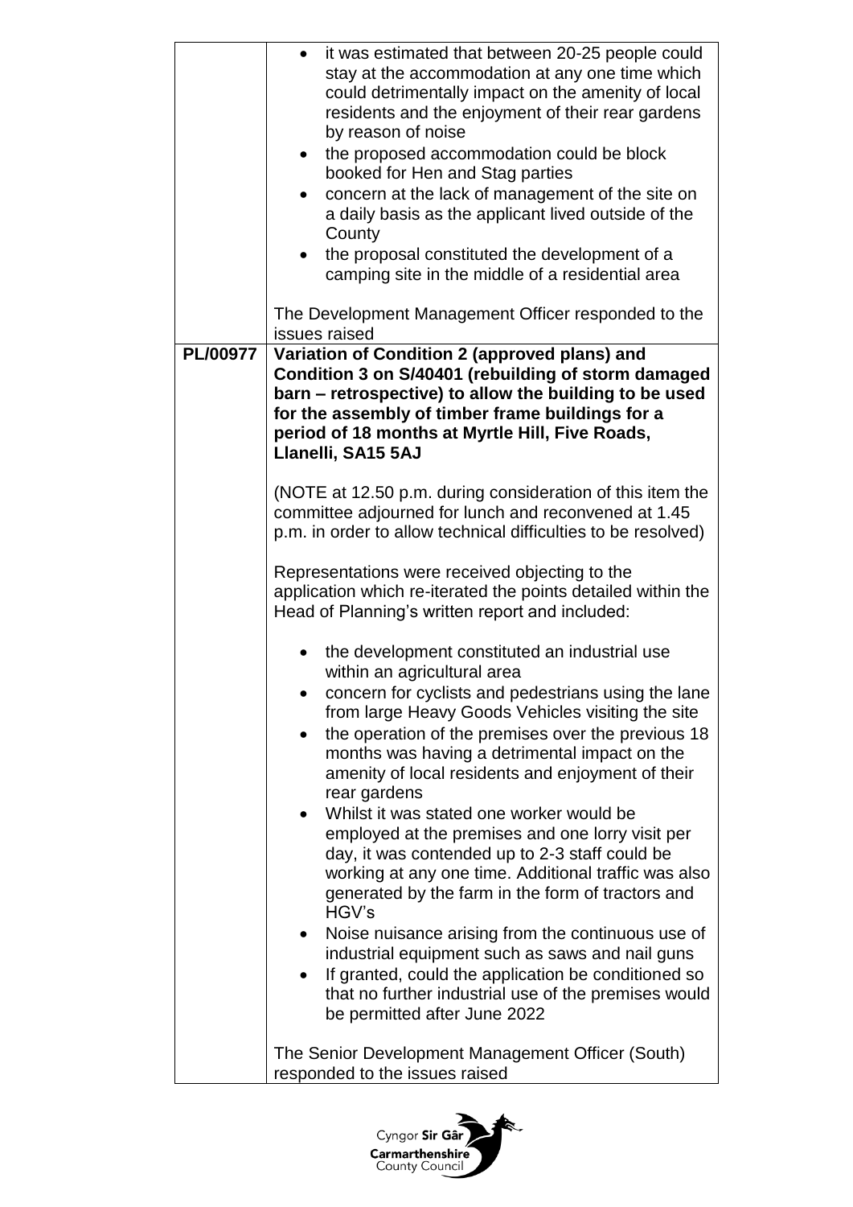| | |
|---|---|
| | - it was estimated that between 20-25 people could stay at the accommodation at any one time which could detrimentally impact on the amenity of local residents and the enjoyment of their rear gardens by reason of noise<br>- the proposed accommodation could be block booked for Hen and Stag parties<br>- concern at the lack of management of the site on a daily basis as the applicant lived outside of the County<br>- the proposal constituted the development of a camping site in the middle of a residential area<br><br>The Development Management Officer responded to the issues raised |
| **PL/00977** | **Variation of Condition 2 (approved plans) and Condition 3 on S/40401 (rebuilding of storm damaged barn – retrospective) to allow the building to be used for the assembly of timber frame buildings for a period of 18 months at Myrtle Hill, Five Roads, Llanelli, SA15 5AJ**<br><br>(NOTE at 12.50 p.m. during consideration of this item the committee adjourned for lunch and reconvened at 1.45 p.m. in order to allow technical difficulties to be resolved)<br><br>Representations were received objecting to the application which re-iterated the points detailed within the Head of Planning's written report and included:<br><br>- the development constituted an industrial use within an agricultural area<br>- concern for cyclists and pedestrians using the lane from large Heavy Goods Vehicles visiting the site<br>- the operation of the premises over the previous 18 months was having a detrimental impact on the amenity of local residents and enjoyment of their rear gardens<br>- Whilst it was stated one worker would be employed at the premises and one lorry visit per day, it was contended up to 2-3 staff could be working at any one time. Additional traffic was also generated by the farm in the form of tractors and HGV's<br>- Noise nuisance arising from the continuous use of industrial equipment such as saws and nail guns<br>- If granted, could the application be conditioned so that no further industrial use of the premises would be permitted after June 2022<br><br>The Senior Development Management Officer (South) responded to the issues raised |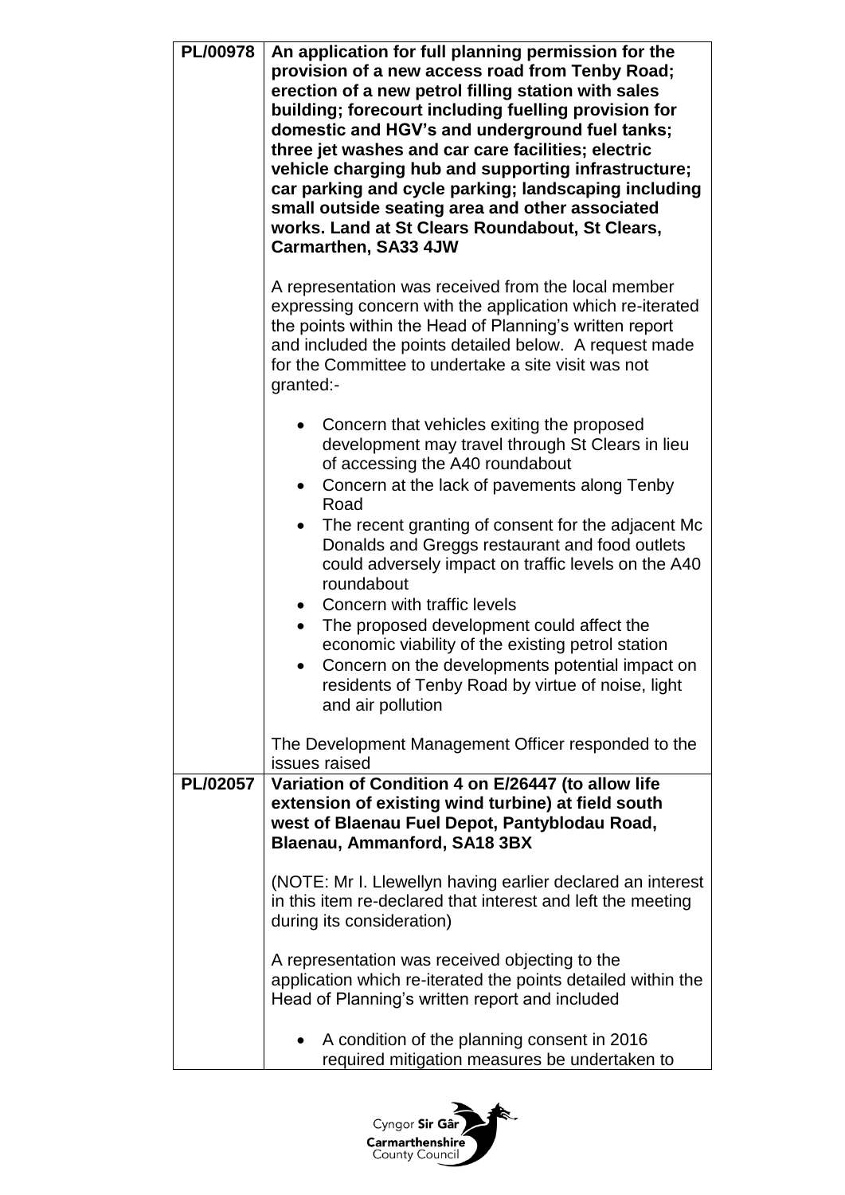| | |
|---|---|
| **PL/00978** | **An application for full planning permission for the provision of a new access road from Tenby Road; erection of a new petrol filling station with sales building; forecourt including fuelling provision for domestic and HGV's and underground fuel tanks; three jet washes and car care facilities; electric vehicle charging hub and supporting infrastructure; car parking and cycle parking; landscaping including small outside seating area and other associated works. Land at St Clears Roundabout, St Clears, Carmarthen, SA33 4JW**<br><br>A representation was received from the local member expressing concern with the application which re-iterated the points within the Head of Planning's written report and included the points detailed below. A request made for the Committee to undertake a site visit was not granted:-<br><br>• Concern that vehicles exiting the proposed development may travel through St Clears in lieu of accessing the A40 roundabout<br>• Concern at the lack of pavements along Tenby Road<br>• The recent granting of consent for the adjacent Mc Donalds and Greggs restaurant and food outlets could adversely impact on traffic levels on the A40 roundabout<br>• Concern with traffic levels<br>• The proposed development could affect the economic viability of the existing petrol station<br>• Concern on the developments potential impact on residents of Tenby Road by virtue of noise, light and air pollution<br><br>The Development Management Officer responded to the issues raised |
| **PL/02057** | **Variation of Condition 4 on E/26447 (to allow life extension of existing wind turbine) at field south west of Blaenau Fuel Depot, Pantyblodau Road, Blaenau, Ammanford, SA18 3BX**<br><br>(NOTE: Mr I. Llewellyn having earlier declared an interest in this item re-declared that interest and left the meeting during its consideration)<br><br>A representation was received objecting to the application which re-iterated the points detailed within the Head of Planning's written report and included<br><br>• A condition of the planning consent in 2016 required mitigation measures be undertaken to |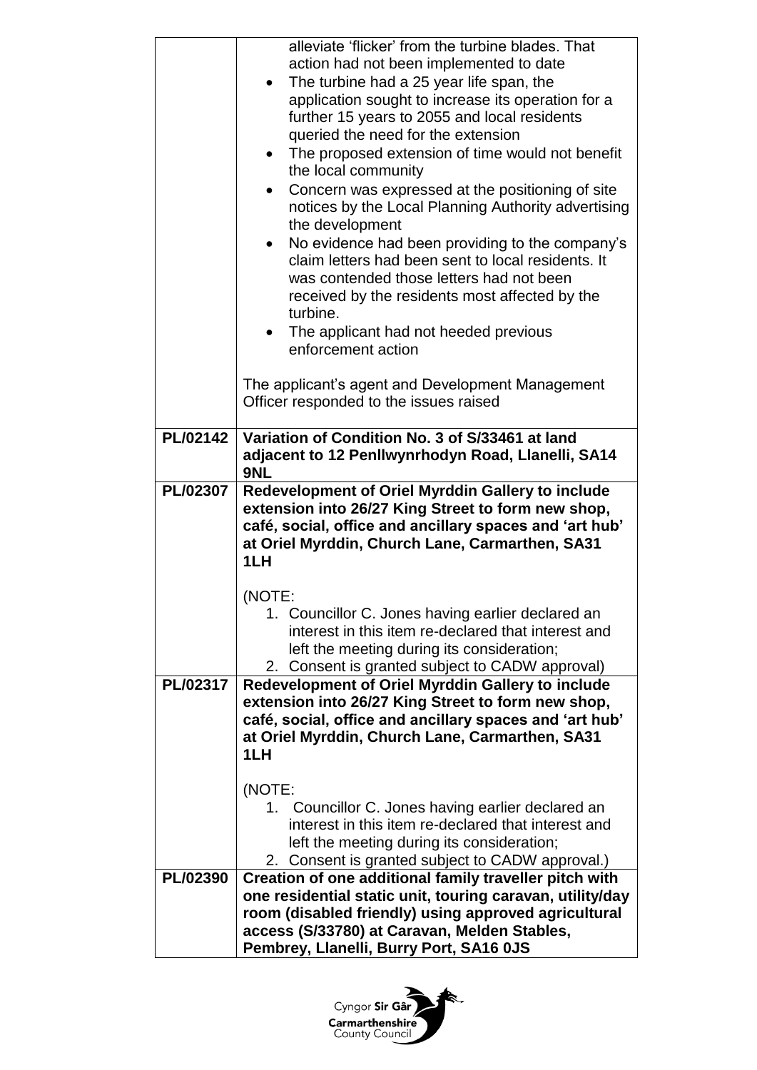| | |
|---|---|
| | alleviate 'flicker' from the turbine blades. That action had not been implemented to date<br>• The turbine had a 25 year life span, the application sought to increase its operation for a further 15 years to 2055 and local residents queried the need for the extension<br>• The proposed extension of time would not benefit the local community<br>• Concern was expressed at the positioning of site notices by the Local Planning Authority advertising the development<br>• No evidence had been providing to the company's claim letters had been sent to local residents. It was contended those letters had not been received by the residents most affected by the turbine.<br>• The applicant had not heeded previous enforcement action<br><br>The applicant's agent and Development Management Officer responded to the issues raised |
| **PL/02142** | **Variation of Condition No. 3 of S/33461 at land adjacent to 12 Penllwynrhodyn Road, Llanelli, SA14 9NL** |
| **PL/02307** | **Redevelopment of Oriel Myrddin Gallery to include extension into 26/27 King Street to form new shop, café, social, office and ancillary spaces and 'art hub' at Oriel Myrddin, Church Lane, Carmarthen, SA31 1LH**<br><br>(NOTE:<br>1. Councillor C. Jones having earlier declared an interest in this item re-declared that interest and left the meeting during its consideration;<br>2. Consent is granted subject to CADW approval) |
| **PL/02317** | **Redevelopment of Oriel Myrddin Gallery to include extension into 26/27 King Street to form new shop, café, social, office and ancillary spaces and 'art hub' at Oriel Myrddin, Church Lane, Carmarthen, SA31 1LH**<br><br>(NOTE:<br>1. Councillor C. Jones having earlier declared an interest in this item re-declared that interest and left the meeting during its consideration;<br>2. Consent is granted subject to CADW approval.) |
| **PL/02390** | **Creation of one additional family traveller pitch with one residential static unit, touring caravan, utility/day room (disabled friendly) using approved agricultural access (S/33780) at Caravan, Melden Stables, Pembrey, Llanelli, Burry Port, SA16 0JS** |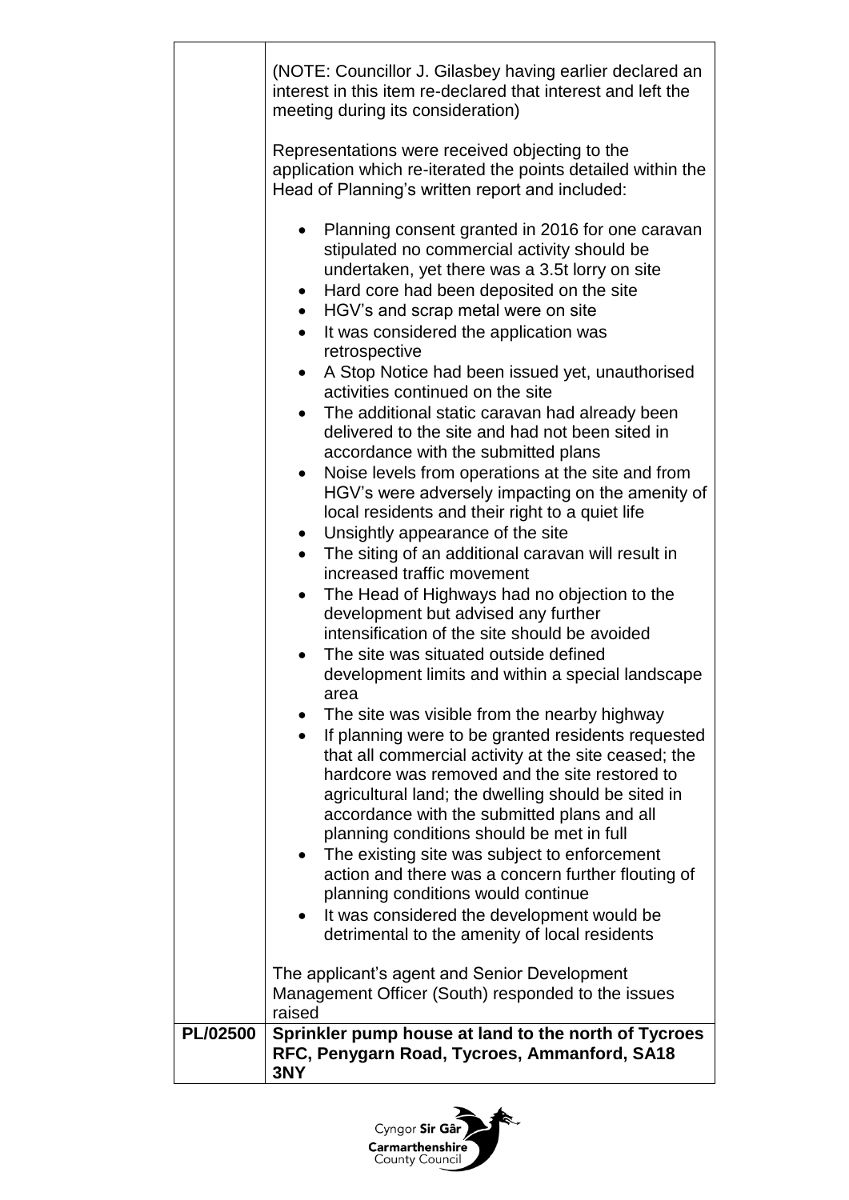| | |
|---|---|
| | (NOTE: Councillor J. Gilasbey having earlier declared an interest in this item re-declared that interest and left the meeting during its consideration)<br><br>Representations were received objecting to the application which re-iterated the points detailed within the Head of Planning's written report and included:<br><br>• Planning consent granted in 2016 for one caravan stipulated no commercial activity should be undertaken, yet there was a 3.5t lorry on site<br>• Hard core had been deposited on the site<br>• HGV's and scrap metal were on site<br>• It was considered the application was retrospective<br>• A Stop Notice had been issued yet, unauthorised activities continued on the site<br>• The additional static caravan had already been delivered to the site and had not been sited in accordance with the submitted plans<br>• Noise levels from operations at the site and from HGV's were adversely impacting on the amenity of local residents and their right to a quiet life<br>• Unsightly appearance of the site<br>• The siting of an additional caravan will result in increased traffic movement<br>• The Head of Highways had no objection to the development but advised any further intensification of the site should be avoided<br>• The site was situated outside defined development limits and within a special landscape area<br>• The site was visible from the nearby highway<br>• If planning were to be granted residents requested that all commercial activity at the site ceased; the hardcore was removed and the site restored to agricultural land; the dwelling should be sited in accordance with the submitted plans and all planning conditions should be met in full<br>• The existing site was subject to enforcement action and there was a concern further flouting of planning conditions would continue<br>• It was considered the development would be detrimental to the amenity of local residents<br><br>The applicant's agent and Senior Development Management Officer (South) responded to the issues raised |
| **PL/02500** | **Sprinkler pump house at land to the north of Tycroes RFC, Penygarn Road, Tycroes, Ammanford, SA18 3NY** |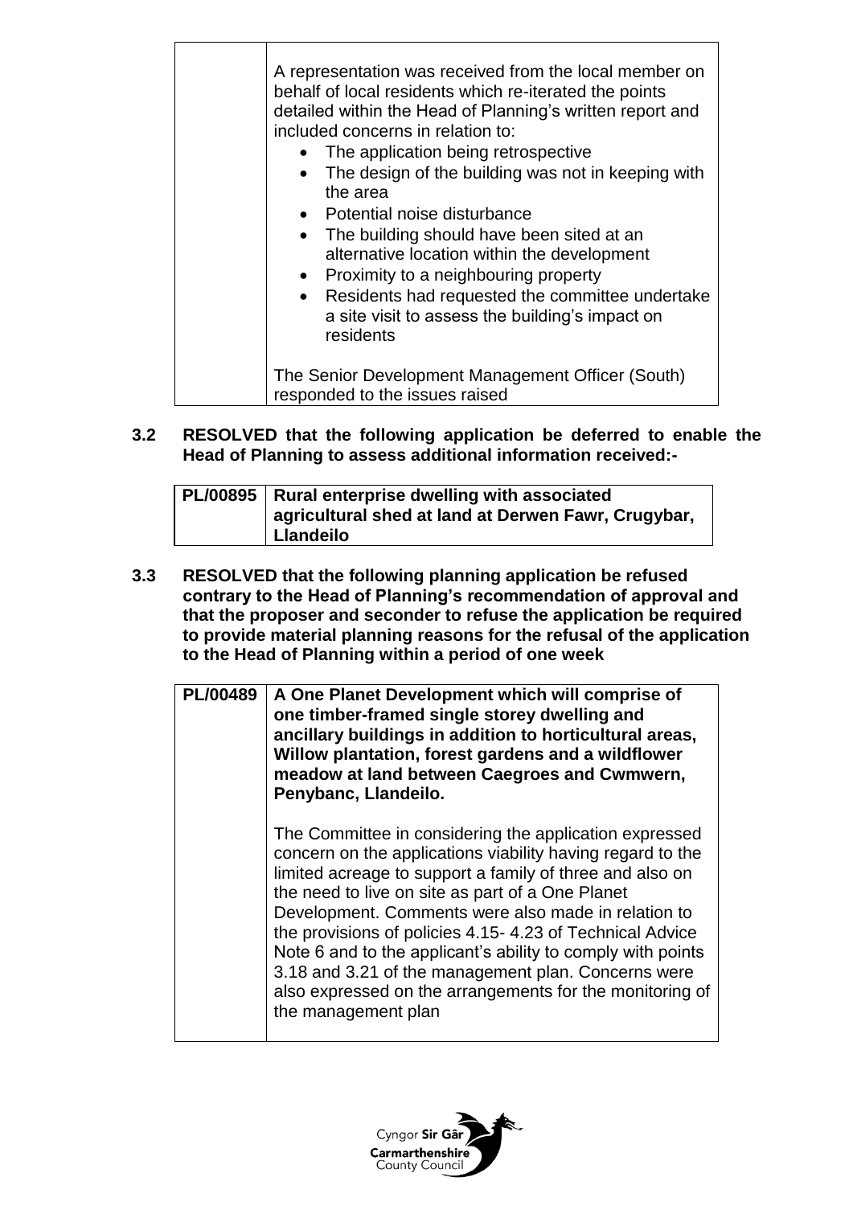| | |
|---|---|
| | A representation was received from the local member on behalf of local residents which re-iterated the points detailed within the Head of Planning's written report and included concerns in relation to:<br>• The application being retrospective<br>• The design of the building was not in keeping with the area<br>• Potential noise disturbance<br>• The building should have been sited at an alternative location within the development<br>• Proximity to a neighbouring property<br>• Residents had requested the committee undertake a site visit to assess the building's impact on residents<br><br>The Senior Development Management Officer (South) responded to the issues raised |

**3.2 RESOLVED that the following application be deferred to enable the Head of Planning to assess additional information received:-**

| | |
|---|---|
| **PL/00895** | **Rural enterprise dwelling with associated agricultural shed at land at Derwen Fawr, Crugybar, Llandeilo** |

**3.3 RESOLVED that the following planning application be refused contrary to the Head of Planning's recommendation of approval and that the proposer and seconder to refuse the application be required to provide material planning reasons for the refusal of the application to the Head of Planning within a period of one week**

| | |
|---|---|
| **PL/00489** | **A One Planet Development which will comprise of one timber-framed single storey dwelling and ancillary buildings in addition to horticultural areas, Willow plantation, forest gardens and a wildflower meadow at land between Caegroes and Cwmwern, Penybanc, Llandeilo.**<br><br>The Committee in considering the application expressed concern on the applications viability having regard to the limited acreage to support a family of three and also on the need to live on site as part of a One Planet Development. Comments were also made in relation to the provisions of policies 4.15- 4.23 of Technical Advice Note 6 and to the applicant's ability to comply with points 3.18 and 3.21 of the management plan. Concerns were also expressed on the arrangements for the monitoring of the management plan |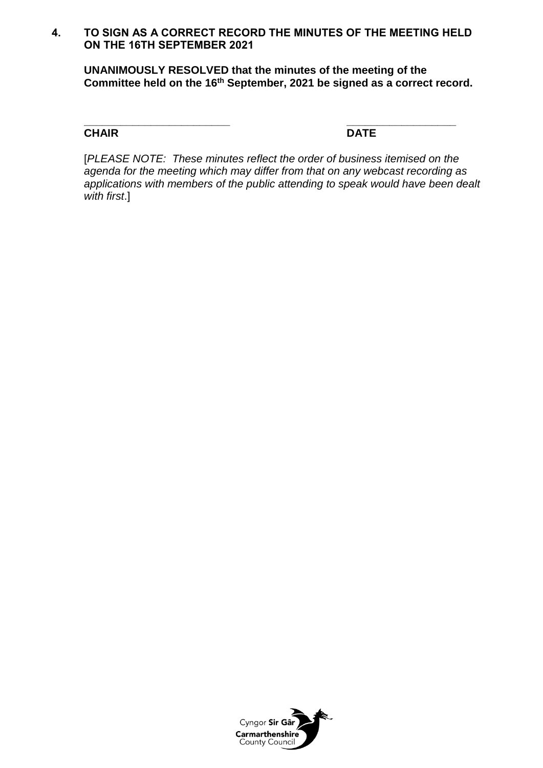**4. TO SIGN AS A CORRECT RECORD THE MINUTES OF THE MEETING HELD ON THE 16TH SEPTEMBER 2021**

**UNANIMOUSLY RESOLVED that the minutes of the meeting of the Committee held on the 16th September, 2021 be signed as a correct record.**

________________________ ________________________

**CHAIR** **DATE**

[*PLEASE NOTE: These minutes reflect the order of business itemised on the agenda for the meeting which may differ from that on any webcast recording as applications with members of the public attending to speak would have been dealt with first*.]

Cyngor **Sir Gâr**
**Carmarthenshire**
County Council